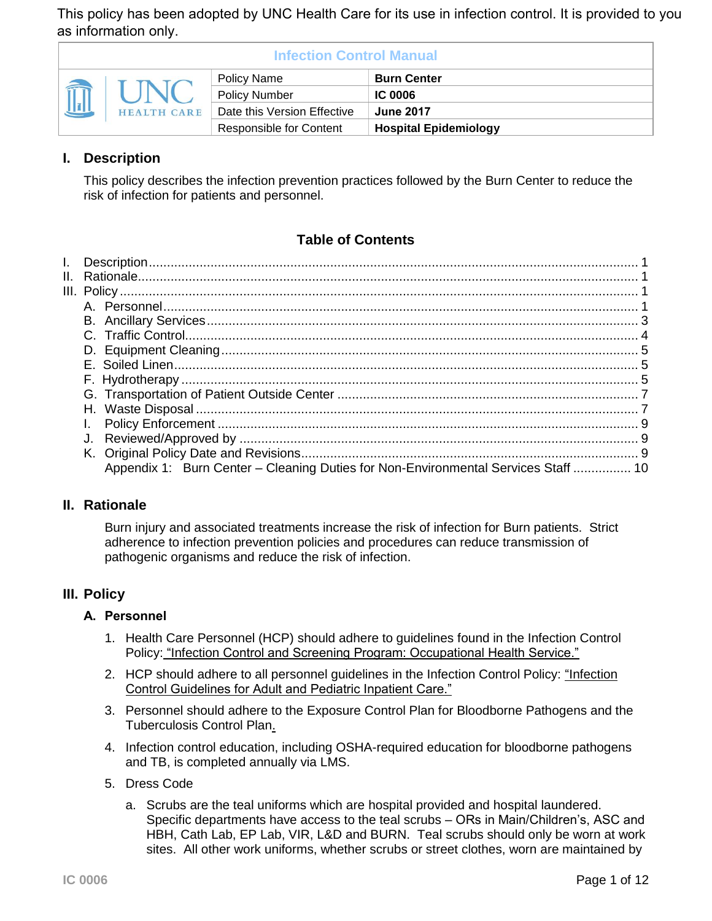This policy has been adopted by UNC Health Care for its use in infection control. It is provided to you as information only.

| Infection Control Manual | | |
|---|---|---|
| UNC HEALTH CARE | Policy Name | **Burn Center** |
| | Policy Number | **IC 0006** |
| | Date this Version Effective | **June 2017** |
| | Responsible for Content | **Hospital Epidemiology** |

## I. Description

This policy describes the infection prevention practices followed by the Burn Center to reduce the risk of infection for patients and personnel.

### Table of Contents

I. Description ........ 1
II. Rationale ........ 1
III. Policy ........ 1
- A. Personnel ........ 1
- B. Ancillary Services ........ 3
- C. Traffic Control ........ 4
- D. Equipment Cleaning ........ 5
- E. Soiled Linen ........ 5
- F. Hydrotherapy ........ 5
- G. Transportation of Patient Outside Center ........ 7
- H. Waste Disposal ........ 7
- I. Policy Enforcement ........ 9
- J. Reviewed/Approved by ........ 9
- K. Original Policy Date and Revisions ........ 9
- Appendix 1: Burn Center – Cleaning Duties for Non-Environmental Services Staff ........ 10

## II. Rationale

Burn injury and associated treatments increase the risk of infection for Burn patients. Strict adherence to infection prevention policies and procedures can reduce transmission of pathogenic organisms and reduce the risk of infection.

## III. Policy

### A. Personnel

1. Health Care Personnel (HCP) should adhere to guidelines found in the Infection Control Policy: "Infection Control and Screening Program: Occupational Health Service."
2. HCP should adhere to all personnel guidelines in the Infection Control Policy: "Infection Control Guidelines for Adult and Pediatric Inpatient Care."
3. Personnel should adhere to the Exposure Control Plan for Bloodborne Pathogens and the Tuberculosis Control Plan.
4. Infection control education, including OSHA-required education for bloodborne pathogens and TB, is completed annually via LMS.
5. Dress Code
   a. Scrubs are the teal uniforms which are hospital provided and hospital laundered. Specific departments have access to the teal scrubs – ORs in Main/Children's, ASC and HBH, Cath Lab, EP Lab, VIR, L&D and BURN. Teal scrubs should only be worn at work sites. All other work uniforms, whether scrubs or street clothes, worn are maintained by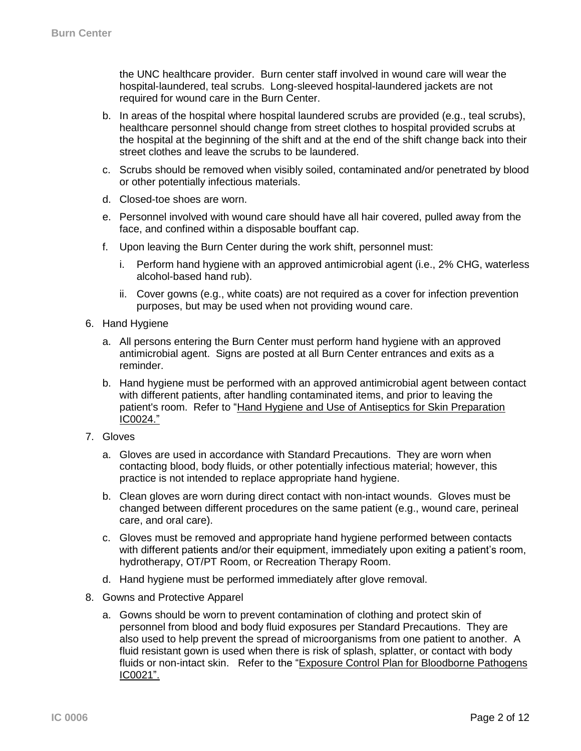the UNC healthcare provider. Burn center staff involved in wound care will wear the hospital-laundered, teal scrubs. Long-sleeved hospital-laundered jackets are not required for wound care in the Burn Center.

b. In areas of the hospital where hospital laundered scrubs are provided (e.g., teal scrubs), healthcare personnel should change from street clothes to hospital provided scrubs at the hospital at the beginning of the shift and at the end of the shift change back into their street clothes and leave the scrubs to be laundered.

c. Scrubs should be removed when visibly soiled, contaminated and/or penetrated by blood or other potentially infectious materials.

d. Closed-toe shoes are worn.

e. Personnel involved with wound care should have all hair covered, pulled away from the face, and confined within a disposable bouffant cap.

f. Upon leaving the Burn Center during the work shift, personnel must:

   i. Perform hand hygiene with an approved antimicrobial agent (i.e., 2% CHG, waterless alcohol-based hand rub).

   ii. Cover gowns (e.g., white coats) are not required as a cover for infection prevention purposes, but may be used when not providing wound care.

6. Hand Hygiene

   a. All persons entering the Burn Center must perform hand hygiene with an approved antimicrobial agent. Signs are posted at all Burn Center entrances and exits as a reminder.

   b. Hand hygiene must be performed with an approved antimicrobial agent between contact with different patients, after handling contaminated items, and prior to leaving the patient's room. Refer to "Hand Hygiene and Use of Antiseptics for Skin Preparation IC0024."

7. Gloves

   a. Gloves are used in accordance with Standard Precautions. They are worn when contacting blood, body fluids, or other potentially infectious material; however, this practice is not intended to replace appropriate hand hygiene.

   b. Clean gloves are worn during direct contact with non-intact wounds. Gloves must be changed between different procedures on the same patient (e.g., wound care, perineal care, and oral care).

   c. Gloves must be removed and appropriate hand hygiene performed between contacts with different patients and/or their equipment, immediately upon exiting a patient's room, hydrotherapy, OT/PT Room, or Recreation Therapy Room.

   d. Hand hygiene must be performed immediately after glove removal.

8. Gowns and Protective Apparel

   a. Gowns should be worn to prevent contamination of clothing and protect skin of personnel from blood and body fluid exposures per Standard Precautions. They are also used to help prevent the spread of microorganisms from one patient to another. A fluid resistant gown is used when there is risk of splash, splatter, or contact with body fluids or non-intact skin. Refer to the "Exposure Control Plan for Bloodborne Pathogens IC0021".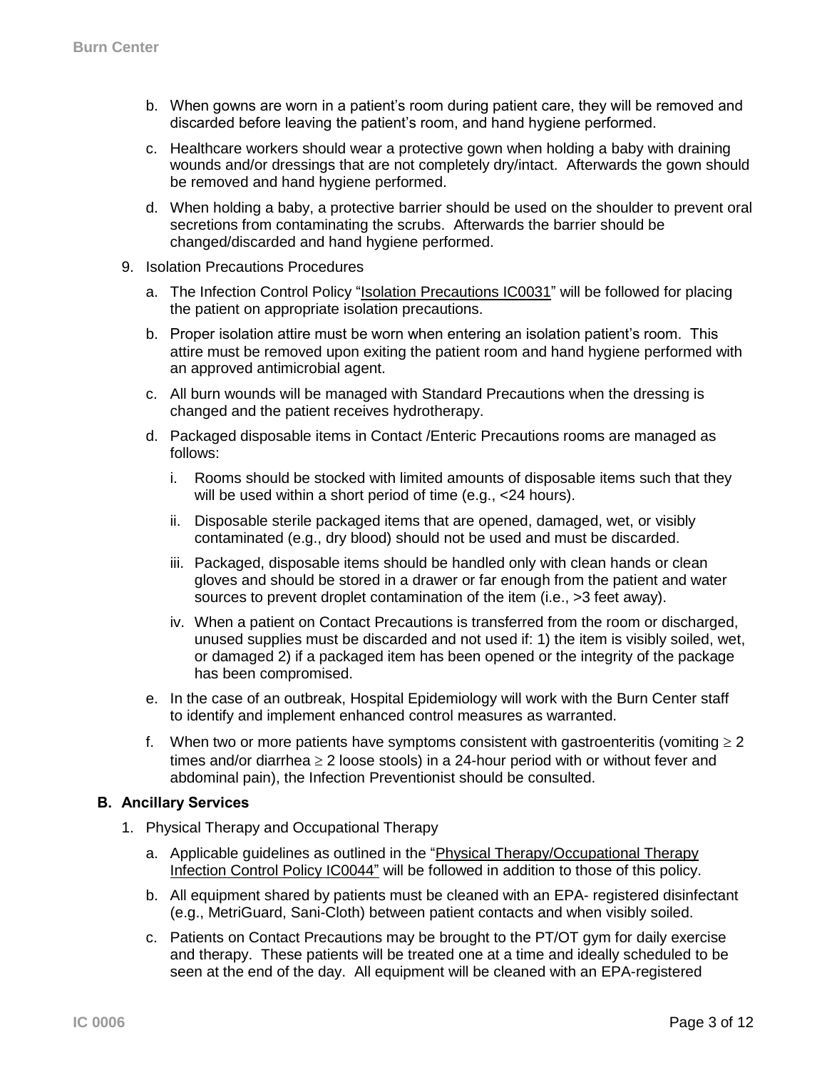b. When gowns are worn in a patient's room during patient care, they will be removed and discarded before leaving the patient's room, and hand hygiene performed.

c. Healthcare workers should wear a protective gown when holding a baby with draining wounds and/or dressings that are not completely dry/intact. Afterwards the gown should be removed and hand hygiene performed.

d. When holding a baby, a protective barrier should be used on the shoulder to prevent oral secretions from contaminating the scrubs. Afterwards the barrier should be changed/discarded and hand hygiene performed.

9. Isolation Precautions Procedures

   a. The Infection Control Policy "Isolation Precautions IC0031" will be followed for placing the patient on appropriate isolation precautions.

   b. Proper isolation attire must be worn when entering an isolation patient's room. This attire must be removed upon exiting the patient room and hand hygiene performed with an approved antimicrobial agent.

   c. All burn wounds will be managed with Standard Precautions when the dressing is changed and the patient receives hydrotherapy.

   d. Packaged disposable items in Contact /Enteric Precautions rooms are managed as follows:

      i. Rooms should be stocked with limited amounts of disposable items such that they will be used within a short period of time (e.g., <24 hours).

      ii. Disposable sterile packaged items that are opened, damaged, wet, or visibly contaminated (e.g., dry blood) should not be used and must be discarded.

      iii. Packaged, disposable items should be handled only with clean hands or clean gloves and should be stored in a drawer or far enough from the patient and water sources to prevent droplet contamination of the item (i.e., >3 feet away).

      iv. When a patient on Contact Precautions is transferred from the room or discharged, unused supplies must be discarded and not used if: 1) the item is visibly soiled, wet, or damaged 2) if a packaged item has been opened or the integrity of the package has been compromised.

   e. In the case of an outbreak, Hospital Epidemiology will work with the Burn Center staff to identify and implement enhanced control measures as warranted.

   f. When two or more patients have symptoms consistent with gastroenteritis (vomiting $\geq 2$ times and/or diarrhea $\geq 2$ loose stools) in a 24-hour period with or without fever and abdominal pain), the Infection Preventionist should be consulted.

**B. Ancillary Services**

1. Physical Therapy and Occupational Therapy

   a. Applicable guidelines as outlined in the "Physical Therapy/Occupational Therapy Infection Control Policy IC0044" will be followed in addition to those of this policy.

   b. All equipment shared by patients must be cleaned with an EPA- registered disinfectant (e.g., MetriGuard, Sani-Cloth) between patient contacts and when visibly soiled.

   c. Patients on Contact Precautions may be brought to the PT/OT gym for daily exercise and therapy. These patients will be treated one at a time and ideally scheduled to be seen at the end of the day. All equipment will be cleaned with an EPA-registered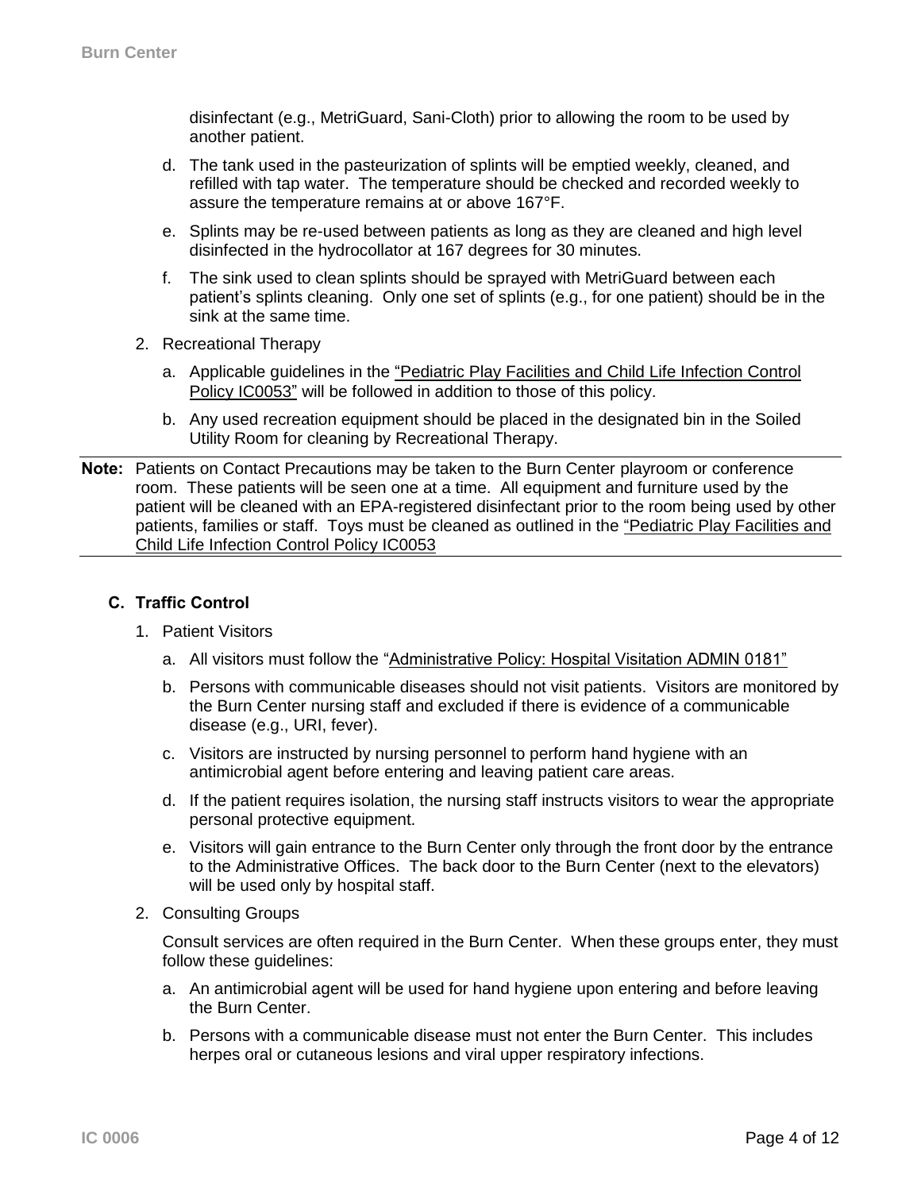disinfectant (e.g., MetriGuard, Sani-Cloth) prior to allowing the room to be used by another patient.

d. The tank used in the pasteurization of splints will be emptied weekly, cleaned, and refilled with tap water. The temperature should be checked and recorded weekly to assure the temperature remains at or above 167°F.

e. Splints may be re-used between patients as long as they are cleaned and high level disinfected in the hydrocollator at 167 degrees for 30 minutes.

f. The sink used to clean splints should be sprayed with MetriGuard between each patient's splints cleaning. Only one set of splints (e.g., for one patient) should be in the sink at the same time.

2. Recreational Therapy

   a. Applicable guidelines in the "Pediatric Play Facilities and Child Life Infection Control Policy IC0053" will be followed in addition to those of this policy.

   b. Any used recreation equipment should be placed in the designated bin in the Soiled Utility Room for cleaning by Recreational Therapy.

---

**Note:** Patients on Contact Precautions may be taken to the Burn Center playroom or conference room. These patients will be seen one at a time. All equipment and furniture used by the patient will be cleaned with an EPA-registered disinfectant prior to the room being used by other patients, families or staff. Toys must be cleaned as outlined in the "Pediatric Play Facilities and Child Life Infection Control Policy IC0053

---

### C. Traffic Control

1. Patient Visitors

   a. All visitors must follow the "Administrative Policy: Hospital Visitation ADMIN 0181"

   b. Persons with communicable diseases should not visit patients. Visitors are monitored by the Burn Center nursing staff and excluded if there is evidence of a communicable disease (e.g., URI, fever).

   c. Visitors are instructed by nursing personnel to perform hand hygiene with an antimicrobial agent before entering and leaving patient care areas.

   d. If the patient requires isolation, the nursing staff instructs visitors to wear the appropriate personal protective equipment.

   e. Visitors will gain entrance to the Burn Center only through the front door by the entrance to the Administrative Offices. The back door to the Burn Center (next to the elevators) will be used only by hospital staff.

2. Consulting Groups

   Consult services are often required in the Burn Center. When these groups enter, they must follow these guidelines:

   a. An antimicrobial agent will be used for hand hygiene upon entering and before leaving the Burn Center.

   b. Persons with a communicable disease must not enter the Burn Center. This includes herpes oral or cutaneous lesions and viral upper respiratory infections.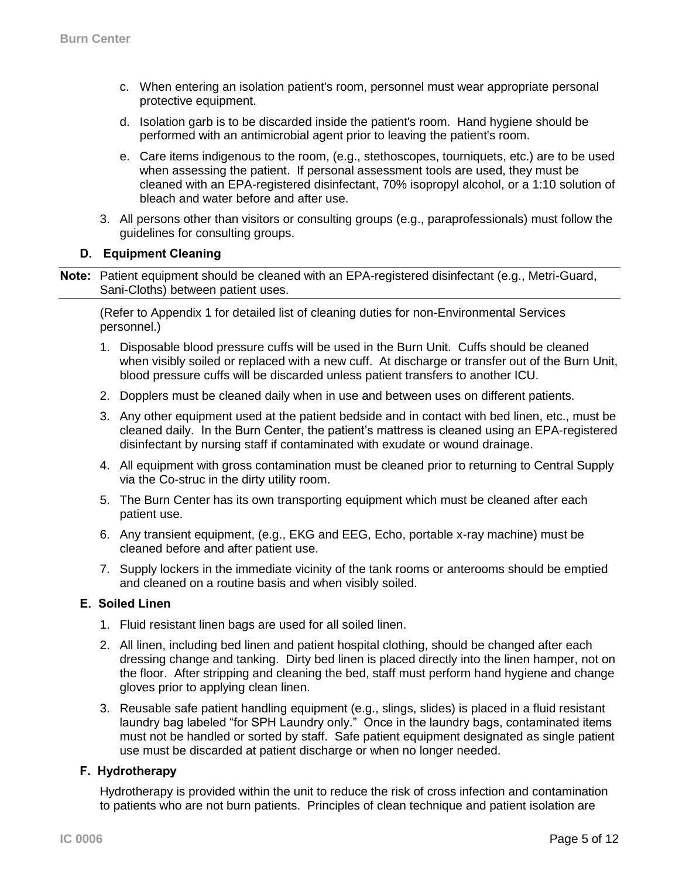c. When entering an isolation patient's room, personnel must wear appropriate personal protective equipment.

d. Isolation garb is to be discarded inside the patient's room. Hand hygiene should be performed with an antimicrobial agent prior to leaving the patient's room.

e. Care items indigenous to the room, (e.g., stethoscopes, tourniquets, etc.) are to be used when assessing the patient. If personal assessment tools are used, they must be cleaned with an EPA-registered disinfectant, 70% isopropyl alcohol, or a 1:10 solution of bleach and water before and after use.

3. All persons other than visitors or consulting groups (e.g., paraprofessionals) must follow the guidelines for consulting groups.

### D. Equipment Cleaning

**Note:** Patient equipment should be cleaned with an EPA-registered disinfectant (e.g., Metri-Guard, Sani-Cloths) between patient uses.

(Refer to Appendix 1 for detailed list of cleaning duties for non-Environmental Services personnel.)

1. Disposable blood pressure cuffs will be used in the Burn Unit. Cuffs should be cleaned when visibly soiled or replaced with a new cuff. At discharge or transfer out of the Burn Unit, blood pressure cuffs will be discarded unless patient transfers to another ICU.
2. Dopplers must be cleaned daily when in use and between uses on different patients.
3. Any other equipment used at the patient bedside and in contact with bed linen, etc., must be cleaned daily. In the Burn Center, the patient's mattress is cleaned using an EPA-registered disinfectant by nursing staff if contaminated with exudate or wound drainage.
4. All equipment with gross contamination must be cleaned prior to returning to Central Supply via the Co-struc in the dirty utility room.
5. The Burn Center has its own transporting equipment which must be cleaned after each patient use.
6. Any transient equipment, (e.g., EKG and EEG, Echo, portable x-ray machine) must be cleaned before and after patient use.
7. Supply lockers in the immediate vicinity of the tank rooms or anterooms should be emptied and cleaned on a routine basis and when visibly soiled.

### E. Soiled Linen

1. Fluid resistant linen bags are used for all soiled linen.
2. All linen, including bed linen and patient hospital clothing, should be changed after each dressing change and tanking. Dirty bed linen is placed directly into the linen hamper, not on the floor. After stripping and cleaning the bed, staff must perform hand hygiene and change gloves prior to applying clean linen.
3. Reusable safe patient handling equipment (e.g., slings, slides) is placed in a fluid resistant laundry bag labeled "for SPH Laundry only." Once in the laundry bags, contaminated items must not be handled or sorted by staff. Safe patient equipment designated as single patient use must be discarded at patient discharge or when no longer needed.

### F. Hydrotherapy

Hydrotherapy is provided within the unit to reduce the risk of cross infection and contamination to patients who are not burn patients. Principles of clean technique and patient isolation are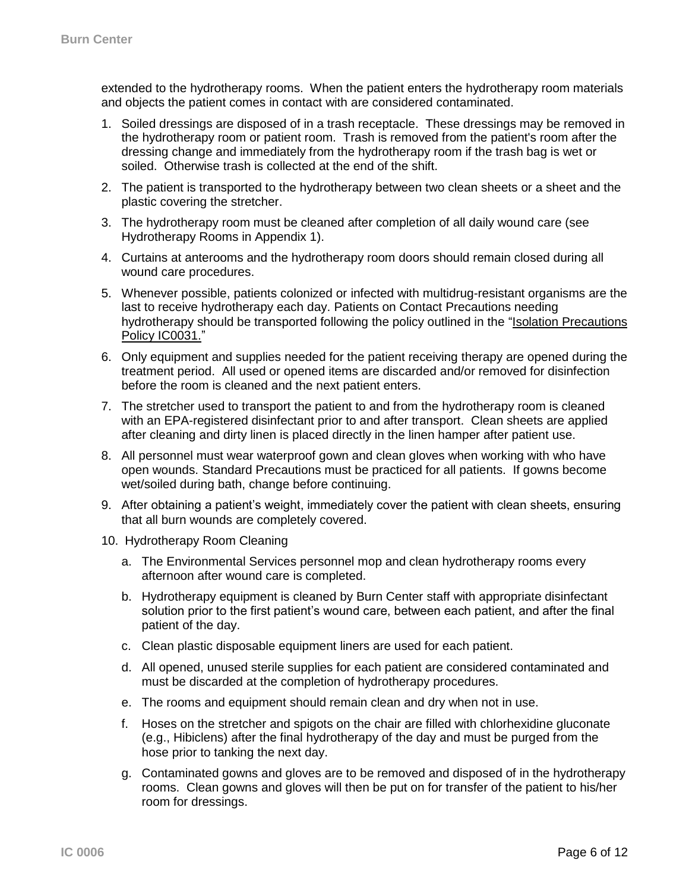extended to the hydrotherapy rooms. When the patient enters the hydrotherapy room materials and objects the patient comes in contact with are considered contaminated.

1. Soiled dressings are disposed of in a trash receptacle. These dressings may be removed in the hydrotherapy room or patient room. Trash is removed from the patient's room after the dressing change and immediately from the hydrotherapy room if the trash bag is wet or soiled. Otherwise trash is collected at the end of the shift.
2. The patient is transported to the hydrotherapy between two clean sheets or a sheet and the plastic covering the stretcher.
3. The hydrotherapy room must be cleaned after completion of all daily wound care (see Hydrotherapy Rooms in Appendix 1).
4. Curtains at anterooms and the hydrotherapy room doors should remain closed during all wound care procedures.
5. Whenever possible, patients colonized or infected with multidrug-resistant organisms are the last to receive hydrotherapy each day. Patients on Contact Precautions needing hydrotherapy should be transported following the policy outlined in the "Isolation Precautions Policy IC0031."
6. Only equipment and supplies needed for the patient receiving therapy are opened during the treatment period. All used or opened items are discarded and/or removed for disinfection before the room is cleaned and the next patient enters.
7. The stretcher used to transport the patient to and from the hydrotherapy room is cleaned with an EPA-registered disinfectant prior to and after transport. Clean sheets are applied after cleaning and dirty linen is placed directly in the linen hamper after patient use.
8. All personnel must wear waterproof gown and clean gloves when working with who have open wounds. Standard Precautions must be practiced for all patients. If gowns become wet/soiled during bath, change before continuing.
9. After obtaining a patient's weight, immediately cover the patient with clean sheets, ensuring that all burn wounds are completely covered.
10. Hydrotherapy Room Cleaning
    a. The Environmental Services personnel mop and clean hydrotherapy rooms every afternoon after wound care is completed.
    b. Hydrotherapy equipment is cleaned by Burn Center staff with appropriate disinfectant solution prior to the first patient's wound care, between each patient, and after the final patient of the day.
    c. Clean plastic disposable equipment liners are used for each patient.
    d. All opened, unused sterile supplies for each patient are considered contaminated and must be discarded at the completion of hydrotherapy procedures.
    e. The rooms and equipment should remain clean and dry when not in use.
    f. Hoses on the stretcher and spigots on the chair are filled with chlorhexidine gluconate (e.g., Hibiclens) after the final hydrotherapy of the day and must be purged from the hose prior to tanking the next day.
    g. Contaminated gowns and gloves are to be removed and disposed of in the hydrotherapy rooms. Clean gowns and gloves will then be put on for transfer of the patient to his/her room for dressings.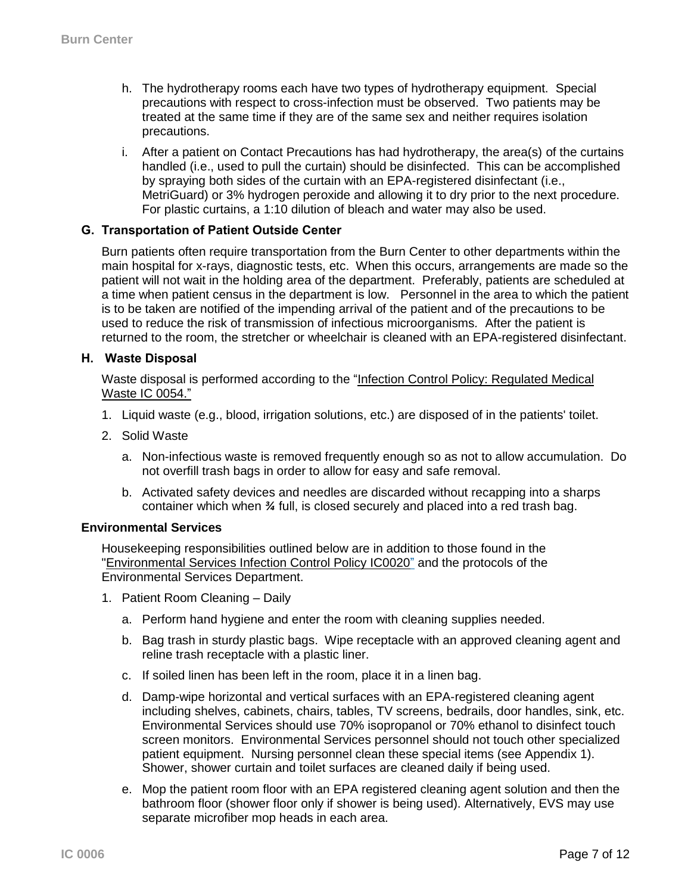h. The hydrotherapy rooms each have two types of hydrotherapy equipment. Special precautions with respect to cross-infection must be observed. Two patients may be treated at the same time if they are of the same sex and neither requires isolation precautions.

i. After a patient on Contact Precautions has had hydrotherapy, the area(s) of the curtains handled (i.e., used to pull the curtain) should be disinfected. This can be accomplished by spraying both sides of the curtain with an EPA-registered disinfectant (i.e., MetriGuard) or 3% hydrogen peroxide and allowing it to dry prior to the next procedure. For plastic curtains, a 1:10 dilution of bleach and water may also be used.

### G. Transportation of Patient Outside Center

Burn patients often require transportation from the Burn Center to other departments within the main hospital for x-rays, diagnostic tests, etc. When this occurs, arrangements are made so the patient will not wait in the holding area of the department. Preferably, patients are scheduled at a time when patient census in the department is low. Personnel in the area to which the patient is to be taken are notified of the impending arrival of the patient and of the precautions to be used to reduce the risk of transmission of infectious microorganisms. After the patient is returned to the room, the stretcher or wheelchair is cleaned with an EPA-registered disinfectant.

### H. Waste Disposal

Waste disposal is performed according to the "Infection Control Policy: Regulated Medical Waste IC 0054."

1. Liquid waste (e.g., blood, irrigation solutions, etc.) are disposed of in the patients' toilet.
2. Solid Waste
   a. Non-infectious waste is removed frequently enough so as not to allow accumulation. Do not overfill trash bags in order to allow for easy and safe removal.
   b. Activated safety devices and needles are discarded without recapping into a sharps container which when ¾ full, is closed securely and placed into a red trash bag.

### Environmental Services

Housekeeping responsibilities outlined below are in addition to those found in the "Environmental Services Infection Control Policy IC0020" and the protocols of the Environmental Services Department.

1. Patient Room Cleaning – Daily
   a. Perform hand hygiene and enter the room with cleaning supplies needed.
   b. Bag trash in sturdy plastic bags. Wipe receptacle with an approved cleaning agent and reline trash receptacle with a plastic liner.
   c. If soiled linen has been left in the room, place it in a linen bag.
   d. Damp-wipe horizontal and vertical surfaces with an EPA-registered cleaning agent including shelves, cabinets, chairs, tables, TV screens, bedrails, door handles, sink, etc. Environmental Services should use 70% isopropanol or 70% ethanol to disinfect touch screen monitors. Environmental Services personnel should not touch other specialized patient equipment. Nursing personnel clean these special items (see Appendix 1). Shower, shower curtain and toilet surfaces are cleaned daily if being used.
   e. Mop the patient room floor with an EPA registered cleaning agent solution and then the bathroom floor (shower floor only if shower is being used). Alternatively, EVS may use separate microfiber mop heads in each area.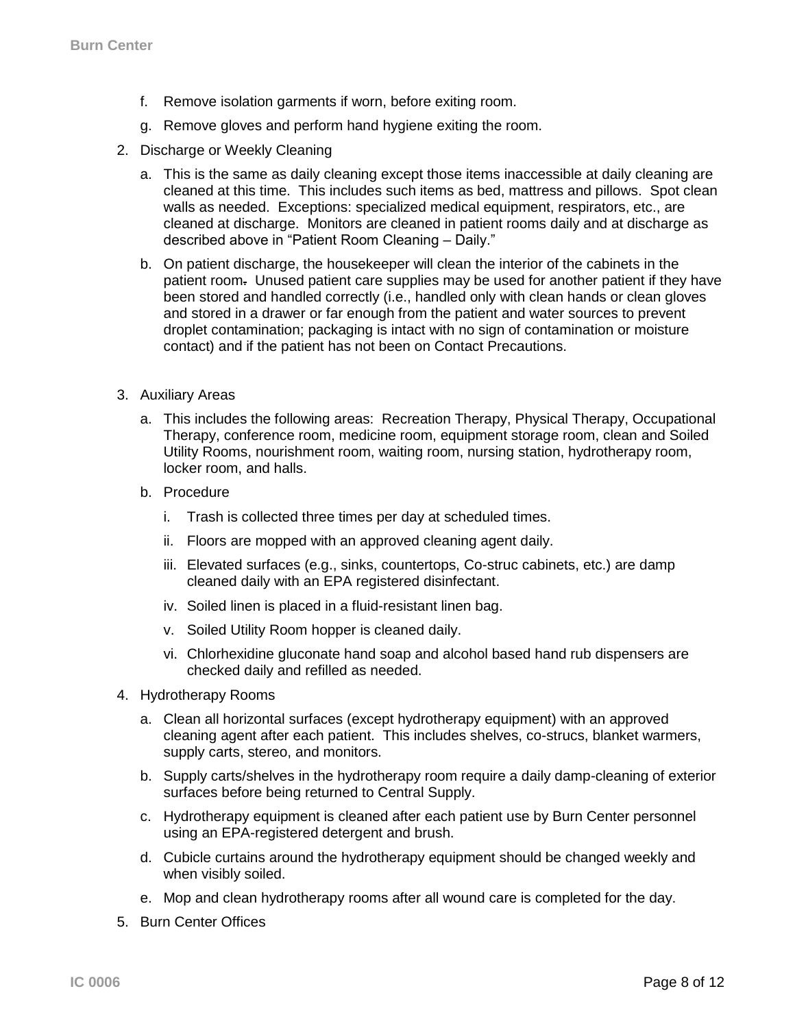f. Remove isolation garments if worn, before exiting room.

g. Remove gloves and perform hand hygiene exiting the room.

2. Discharge or Weekly Cleaning

   a. This is the same as daily cleaning except those items inaccessible at daily cleaning are cleaned at this time. This includes such items as bed, mattress and pillows. Spot clean walls as needed. Exceptions: specialized medical equipment, respirators, etc., are cleaned at discharge. Monitors are cleaned in patient rooms daily and at discharge as described above in "Patient Room Cleaning – Daily."

   b. On patient discharge, the housekeeper will clean the interior of the cabinets in the patient room. Unused patient care supplies may be used for another patient if they have been stored and handled correctly (i.e., handled only with clean hands or clean gloves and stored in a drawer or far enough from the patient and water sources to prevent droplet contamination; packaging is intact with no sign of contamination or moisture contact) and if the patient has not been on Contact Precautions.

3. Auxiliary Areas

   a. This includes the following areas: Recreation Therapy, Physical Therapy, Occupational Therapy, conference room, medicine room, equipment storage room, clean and Soiled Utility Rooms, nourishment room, waiting room, nursing station, hydrotherapy room, locker room, and halls.

   b. Procedure

      i. Trash is collected three times per day at scheduled times.

      ii. Floors are mopped with an approved cleaning agent daily.

      iii. Elevated surfaces (e.g., sinks, countertops, Co-struc cabinets, etc.) are damp cleaned daily with an EPA registered disinfectant.

      iv. Soiled linen is placed in a fluid-resistant linen bag.

      v. Soiled Utility Room hopper is cleaned daily.

      vi. Chlorhexidine gluconate hand soap and alcohol based hand rub dispensers are checked daily and refilled as needed.

4. Hydrotherapy Rooms

   a. Clean all horizontal surfaces (except hydrotherapy equipment) with an approved cleaning agent after each patient. This includes shelves, co-strucs, blanket warmers, supply carts, stereo, and monitors.

   b. Supply carts/shelves in the hydrotherapy room require a daily damp-cleaning of exterior surfaces before being returned to Central Supply.

   c. Hydrotherapy equipment is cleaned after each patient use by Burn Center personnel using an EPA-registered detergent and brush.

   d. Cubicle curtains around the hydrotherapy equipment should be changed weekly and when visibly soiled.

   e. Mop and clean hydrotherapy rooms after all wound care is completed for the day.

5. Burn Center Offices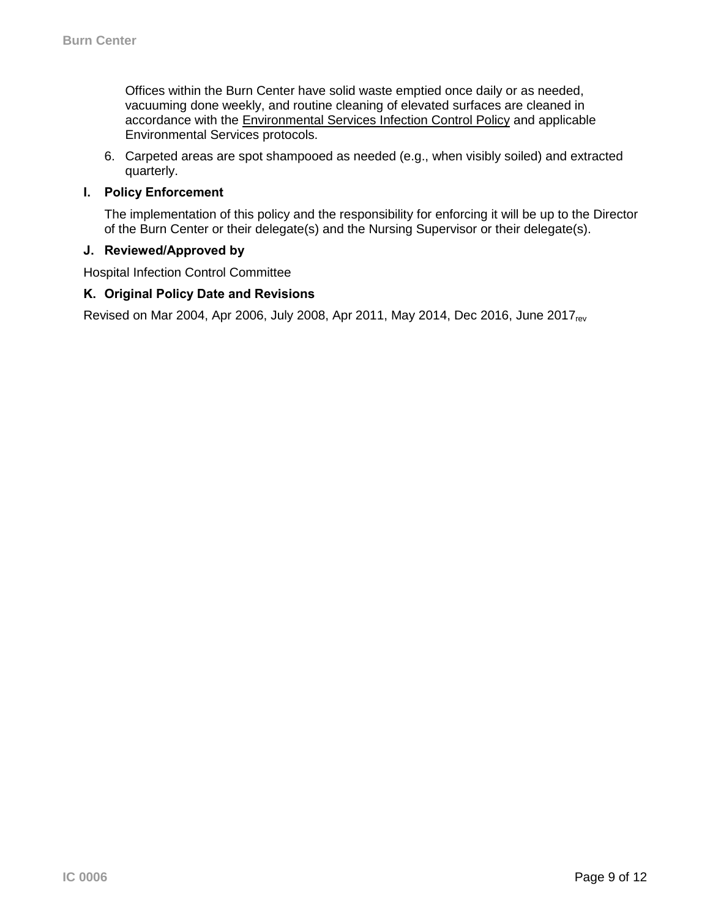Offices within the Burn Center have solid waste emptied once daily or as needed, vacuuming done weekly, and routine cleaning of elevated surfaces are cleaned in accordance with the Environmental Services Infection Control Policy and applicable Environmental Services protocols.

6. Carpeted areas are spot shampooed as needed (e.g., when visibly soiled) and extracted quarterly.

## I. Policy Enforcement

The implementation of this policy and the responsibility for enforcing it will be up to the Director of the Burn Center or their delegate(s) and the Nursing Supervisor or their delegate(s).

## J. Reviewed/Approved by

Hospital Infection Control Committee

## K. Original Policy Date and Revisions

Revised on Mar 2004, Apr 2006, July 2008, Apr 2011, May 2014, Dec 2016, June 2017$_{rev}$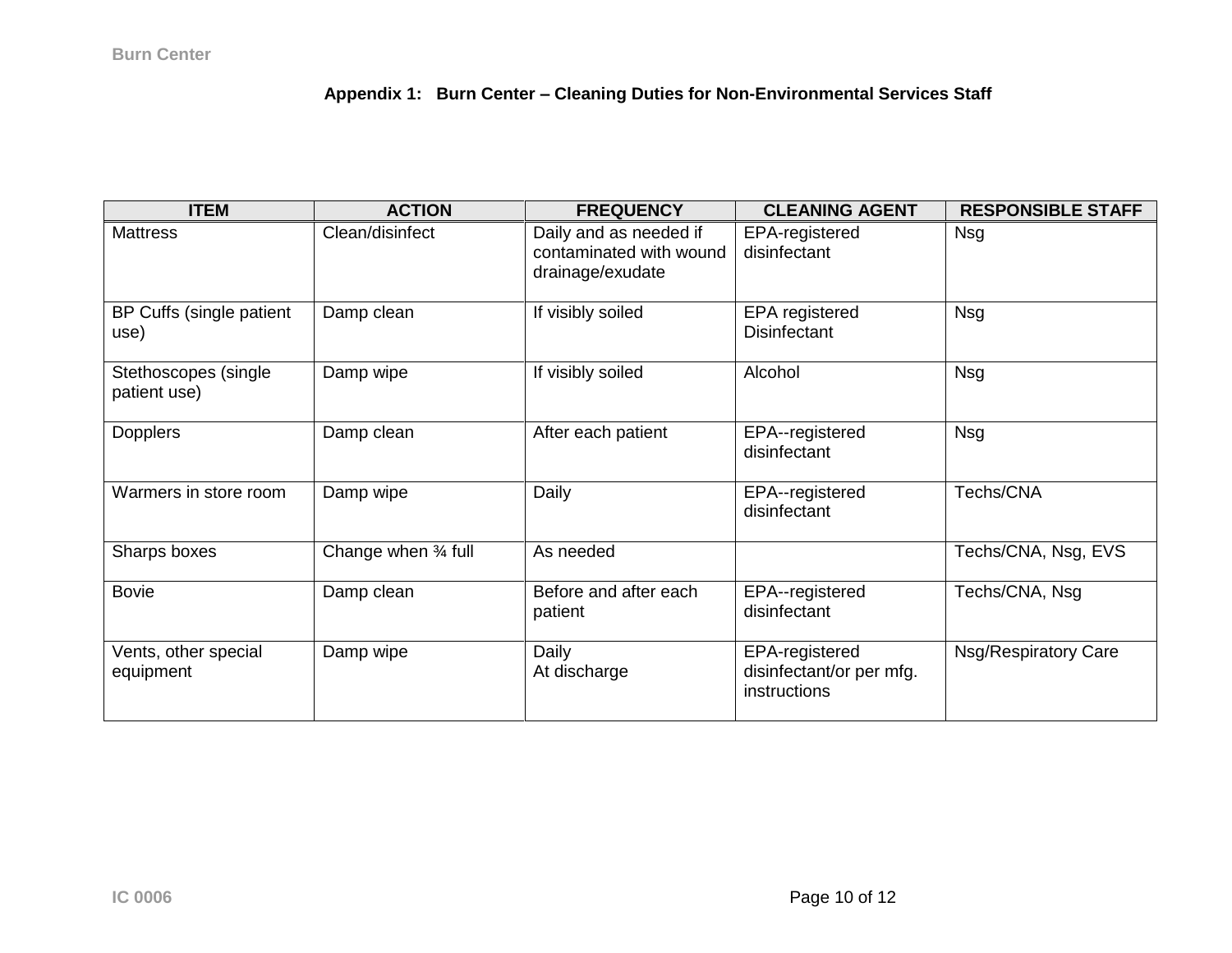### Appendix 1: Burn Center – Cleaning Duties for Non-Environmental Services Staff

| ITEM | ACTION | FREQUENCY | CLEANING AGENT | RESPONSIBLE STAFF |
|---|---|---|---|---|
| Mattress | Clean/disinfect | Daily and as needed if contaminated with wound drainage/exudate | EPA-registered disinfectant | Nsg |
| BP Cuffs (single patient use) | Damp clean | If visibly soiled | EPA registered Disinfectant | Nsg |
| Stethoscopes (single patient use) | Damp wipe | If visibly soiled | Alcohol | Nsg |
| Dopplers | Damp clean | After each patient | EPA--registered disinfectant | Nsg |
| Warmers in store room | Damp wipe | Daily | EPA--registered disinfectant | Techs/CNA |
| Sharps boxes | Change when ¾ full | As needed | | Techs/CNA, Nsg, EVS |
| Bovie | Damp clean | Before and after each patient | EPA--registered disinfectant | Techs/CNA, Nsg |
| Vents, other special equipment | Damp wipe | Daily<br>At discharge | EPA-registered disinfectant/or per mfg. instructions | Nsg/Respiratory Care |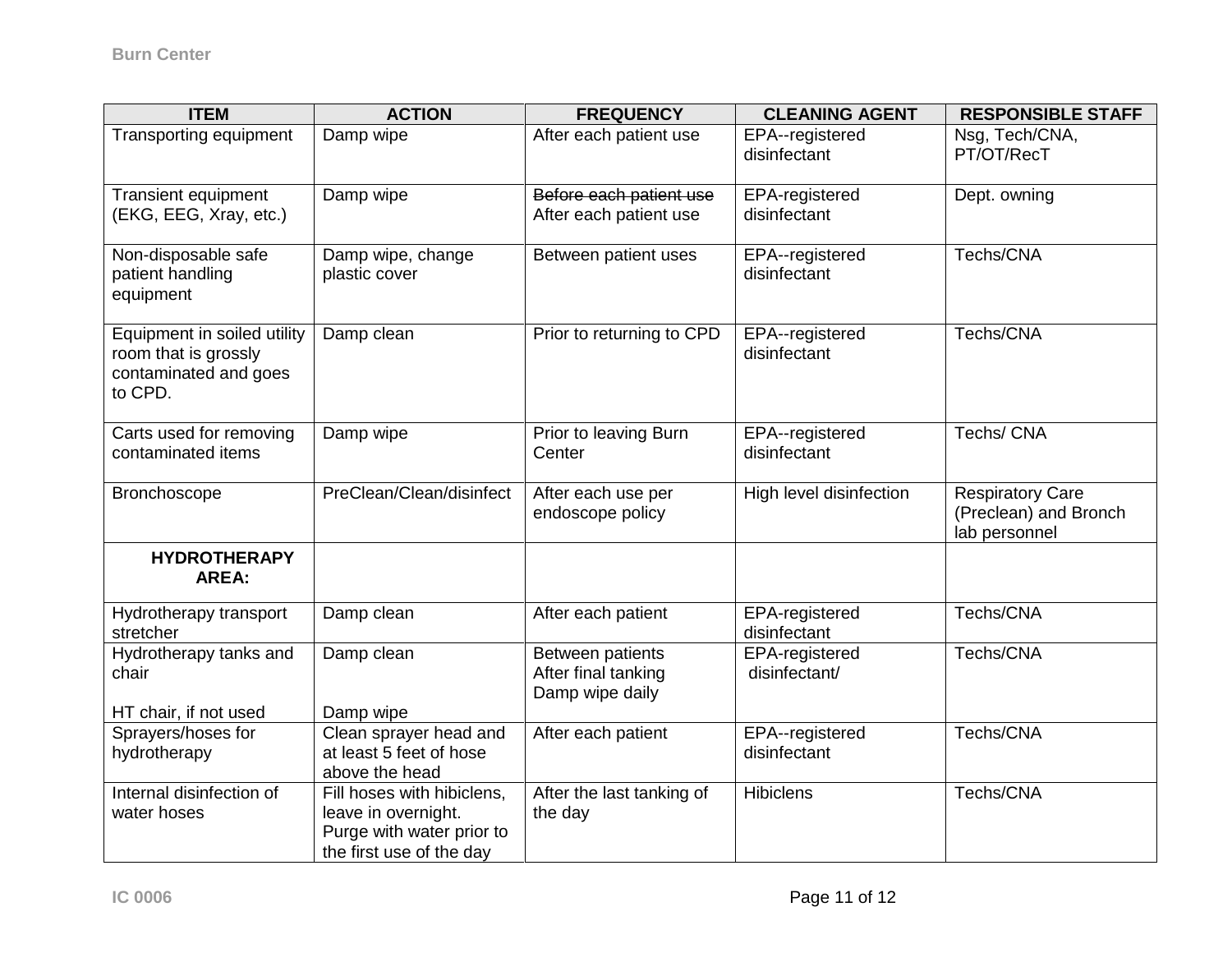| ITEM | ACTION | FREQUENCY | CLEANING AGENT | RESPONSIBLE STAFF |
| --- | --- | --- | --- | --- |
| Transporting equipment | Damp wipe | After each patient use | EPA--registered disinfectant | Nsg, Tech/CNA, PT/OT/RecT |
| Transient equipment (EKG, EEG, Xray, etc.) | Damp wipe | ~~Before each patient use~~ After each patient use | EPA-registered disinfectant | Dept. owning |
| Non-disposable safe patient handling equipment | Damp wipe, change plastic cover | Between patient uses | EPA--registered disinfectant | Techs/CNA |
| Equipment in soiled utility room that is grossly contaminated and goes to CPD. | Damp clean | Prior to returning to CPD | EPA--registered disinfectant | Techs/CNA |
| Carts used for removing contaminated items | Damp wipe | Prior to leaving Burn Center | EPA--registered disinfectant | Techs/ CNA |
| Bronchoscope | PreClean/Clean/disinfect | After each use per endoscope policy | High level disinfection | Respiratory Care (Preclean) and Bronch lab personnel |
| **HYDROTHERAPY AREA:** | | | | |
| Hydrotherapy transport stretcher | Damp clean | After each patient | EPA-registered disinfectant | Techs/CNA |
| Hydrotherapy tanks and chair<br><br>HT chair, if not used | Damp clean<br><br>Damp wipe | Between patients<br>After final tanking<br>Damp wipe daily | EPA-registered disinfectant/ | Techs/CNA |
| Sprayers/hoses for hydrotherapy | Clean sprayer head and at least 5 feet of hose above the head | After each patient | EPA--registered disinfectant | Techs/CNA |
| Internal disinfection of water hoses | Fill hoses with hibiclens, leave in overnight. Purge with water prior to the first use of the day | After the last tanking of the day | Hibiclens | Techs/CNA |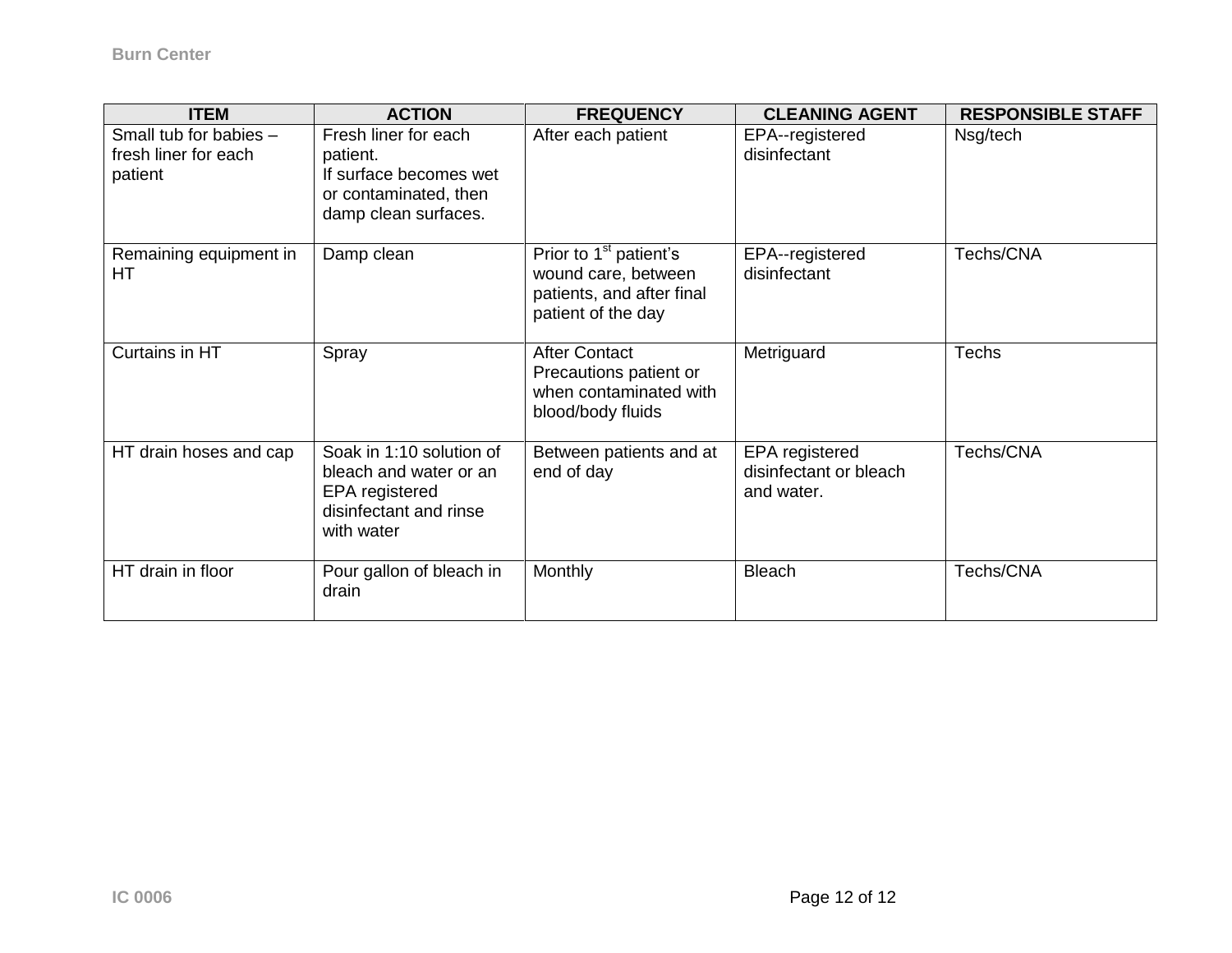| ITEM | ACTION | FREQUENCY | CLEANING AGENT | RESPONSIBLE STAFF |
| --- | --- | --- | --- | --- |
| Small tub for babies – fresh liner for each patient | Fresh liner for each patient. If surface becomes wet or contaminated, then damp clean surfaces. | After each patient | EPA--registered disinfectant | Nsg/tech |
| Remaining equipment in HT | Damp clean | Prior to 1st patient's wound care, between patients, and after final patient of the day | EPA--registered disinfectant | Techs/CNA |
| Curtains in HT | Spray | After Contact Precautions patient or when contaminated with blood/body fluids | Metriguard | Techs |
| HT drain hoses and cap | Soak in 1:10 solution of bleach and water or an EPA registered disinfectant and rinse with water | Between patients and at end of day | EPA registered disinfectant or bleach and water. | Techs/CNA |
| HT drain in floor | Pour gallon of bleach in drain | Monthly | Bleach | Techs/CNA |